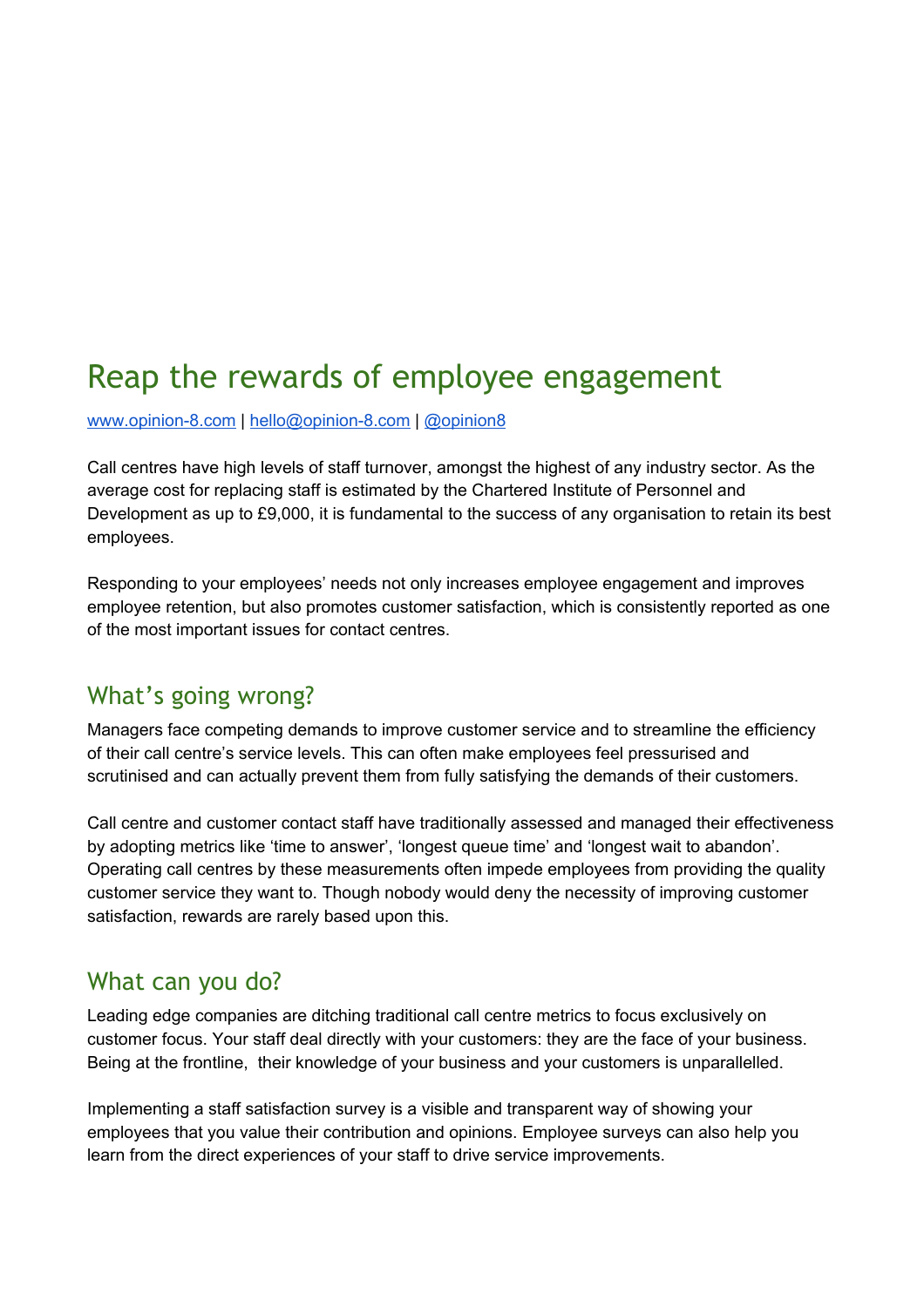# Reap the rewards of employee engagement

[www.opinion-8.com](http://www.opinion-8.com) | [hello@opinion-8.com](mailto:hello@opinion-8.com) | [@opinion8](https://twitter.com/opinion8)

Call centres have high levels of staff turnover, amongst the highest of any industry sector. As the average cost for replacing staff is estimated by the Chartered Institute of Personnel and Development as up to £9,000, it is fundamental to the success of any organisation to retain its best employees.

Responding to your employees' needs not only increases employee engagement and improves employee retention, but also promotes customer satisfaction, which is consistently reported as one of the most important issues for contact centres.

## What's going wrong?

Managers face competing demands to improve customer service and to streamline the efficiency of their call centre's service levels. This can often make employees feel pressurised and scrutinised and can actually prevent them from fully satisfying the demands of their customers.

Call centre and customer contact staff have traditionally assessed and managed their effectiveness by adopting metrics like 'time to answer', 'longest queue time' and 'longest wait to abandon'. Operating call centres by these measurements often impede employees from providing the quality customer service they want to. Though nobody would deny the necessity of improving customer satisfaction, rewards are rarely based upon this.

## What can you do?

Leading edge companies are ditching traditional call centre metrics to focus exclusively on customer focus. Your staff deal directly with your customers: they are the face of your business. Being at the frontline, their knowledge of your business and your customers is unparallelled.

Implementing a staff satisfaction survey is a visible and transparent way of showing your employees that you value their contribution and opinions. Employee surveys can also help you learn from the direct experiences of your staff to drive service improvements.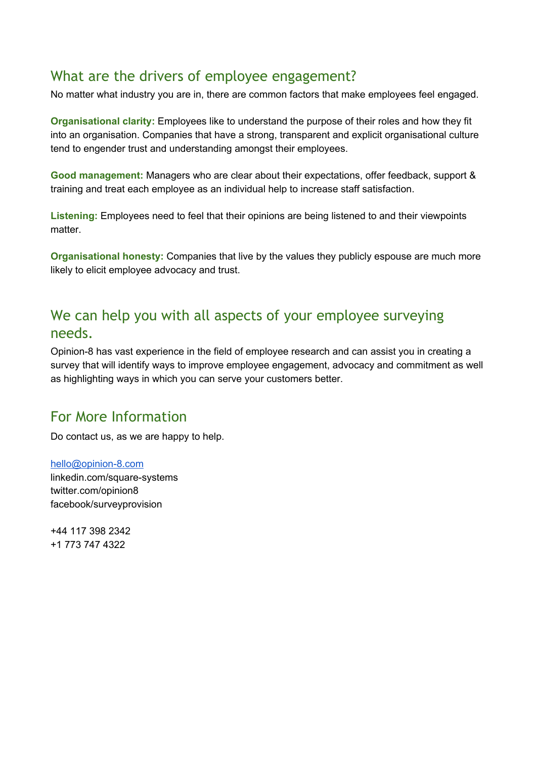## What are the drivers of employee engagement?

No matter what industry you are in, there are common factors that make employees feel engaged.

**Organisational clarity:** Employees like to understand the purpose of their roles and how they fit into an organisation. Companies that have a strong, transparent and explicit organisational culture tend to engender trust and understanding amongst their employees.

**Good management:** Managers who are clear about their expectations, offer feedback, support & training and treat each employee as an individual help to increase staff satisfaction.

**Listening:** Employees need to feel that their opinions are being listened to and their viewpoints matter.

**Organisational honesty:** Companies that live by the values they publicly espouse are much more likely to elicit employee advocacy and trust.

## We can help you with all aspects of your employee surveying needs.

Opinion-8 has vast experience in the field of employee research and can assist you in creating a survey that will identify ways to improve employee engagement, advocacy and commitment as well as highlighting ways in which you can serve your customers better.

## For More Information

Do contact us, as we are happy to help.

[hello@opinion-8.com](mailto:hello@opinion-8.com)
linkedin.com/square-systems
twitter.com/opinion8
facebook/surveyprovision

+44 117 398 2342
+1 773 747 4322